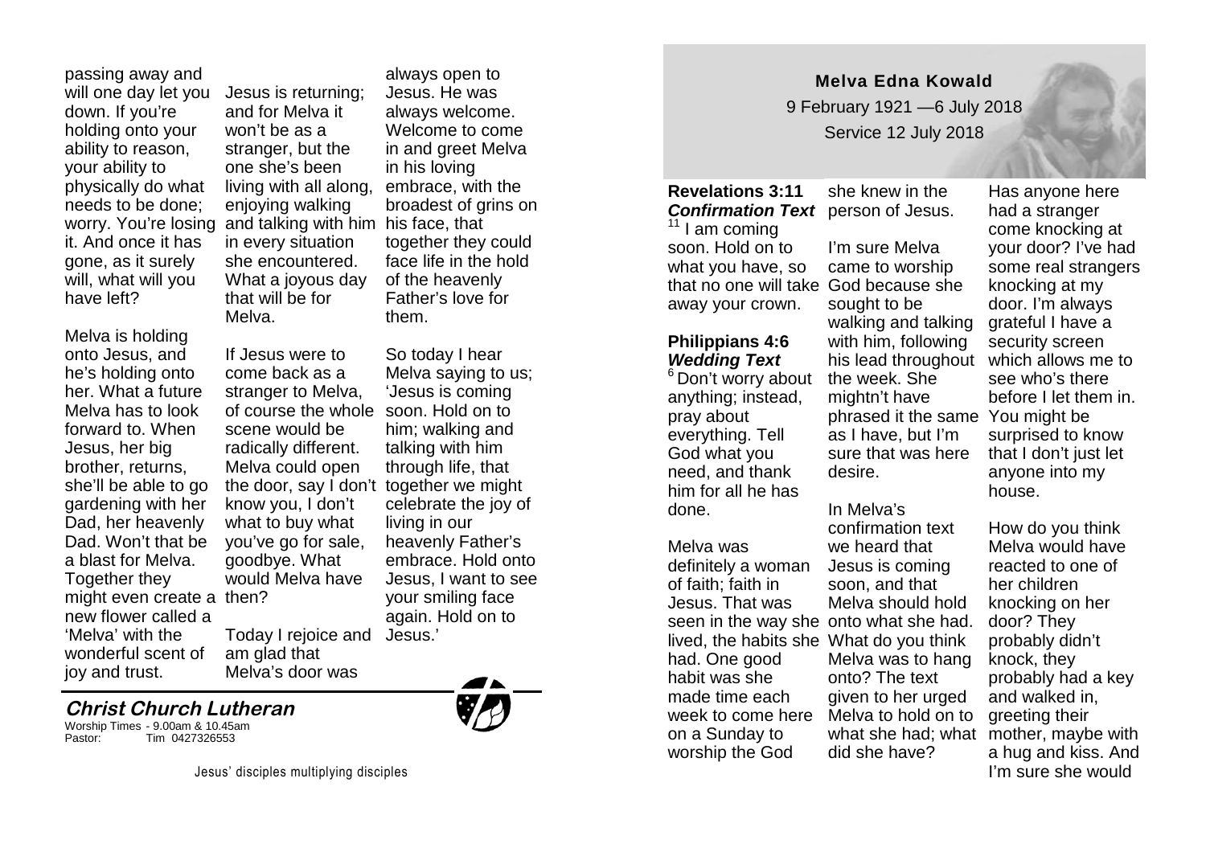# Melva Edna Kowald

9 February 1921 —6 July 2018

Service 12 July 2018

**Revelations 3:11**
***Confirmation Text***

[11] I am coming soon. Hold on to what you have, so that no one will take away your crown.

**Philippians 4:6**
***Wedding Text***

[6] Don't worry about anything; instead, pray about everything. Tell God what you need, and thank him for all he has done.

Melva was definitely a woman of faith; faith in Jesus. That was seen in the way she lived, the habits she had. One good habit was she made time each week to come here on a Sunday to worship the God she knew in the person of Jesus.

I'm sure Melva came to worship God because she sought to be walking and talking with him, following his lead throughout the week. She mightn't have phrased it the same as I have, but I'm sure that was here desire.

In Melva's confirmation text we heard that Jesus is coming soon, and that Melva should hold onto what she had. What do you think Melva was to hang onto? The text given to her urged Melva to hold on to what she had; what did she have?

Has anyone here had a stranger come knocking at your door? I've had some real strangers knocking at my door. I'm always grateful I have a security screen which allows me to see who's there before I let them in. You might be surprised to know that I don't just let anyone into my house.

How do you think Melva would have reacted to one of her children knocking on her door? They probably didn't knock, they probably had a key and walked in, greeting their mother, maybe with a hug and kiss. And I'm sure she would

passing away and will one day let you down. If you're holding onto your ability to reason, your ability to physically do what needs to be done; worry. You're losing it. And once it has gone, as it surely will, what will you have left?

Melva is holding onto Jesus, and he's holding onto her. What a future Melva has to look forward to. When Jesus, her big brother, returns, she'll be able to go gardening with her Dad, her heavenly Dad. Won't that be a blast for Melva. Together they might even create a new flower called a 'Melva' with the wonderful scent of joy and trust.

Jesus is returning; and for Melva it won't be as a stranger, but the one she's been living with all along, enjoying walking and talking with him in every situation she encountered. What a joyous day that will be for Melva.

If Jesus were to come back as a stranger to Melva, of course the whole scene would be radically different. Melva could open the door, say I don't know you, I don't what to buy what you've go for sale, goodbye. What would Melva have then?

Today I rejoice and am glad that Melva's door was always open to Jesus. He was always welcome. Welcome to come in and greet Melva in his loving embrace, with the broadest of grins on his face, that together they could face life in the hold of the heavenly Father's love for them.

So today I hear Melva saying to us; 'Jesus is coming soon. Hold on to him; walking and talking with him through life, that together we might celebrate the joy of living in our heavenly Father's embrace. Hold onto Jesus, I want to see your smiling face again. Hold on to Jesus.'

---

**Christ Church Lutheran**

Worship Times - 9.00am & 10.45am
Pastor: Tim 0427326553

Jesus' disciples multiplying disciples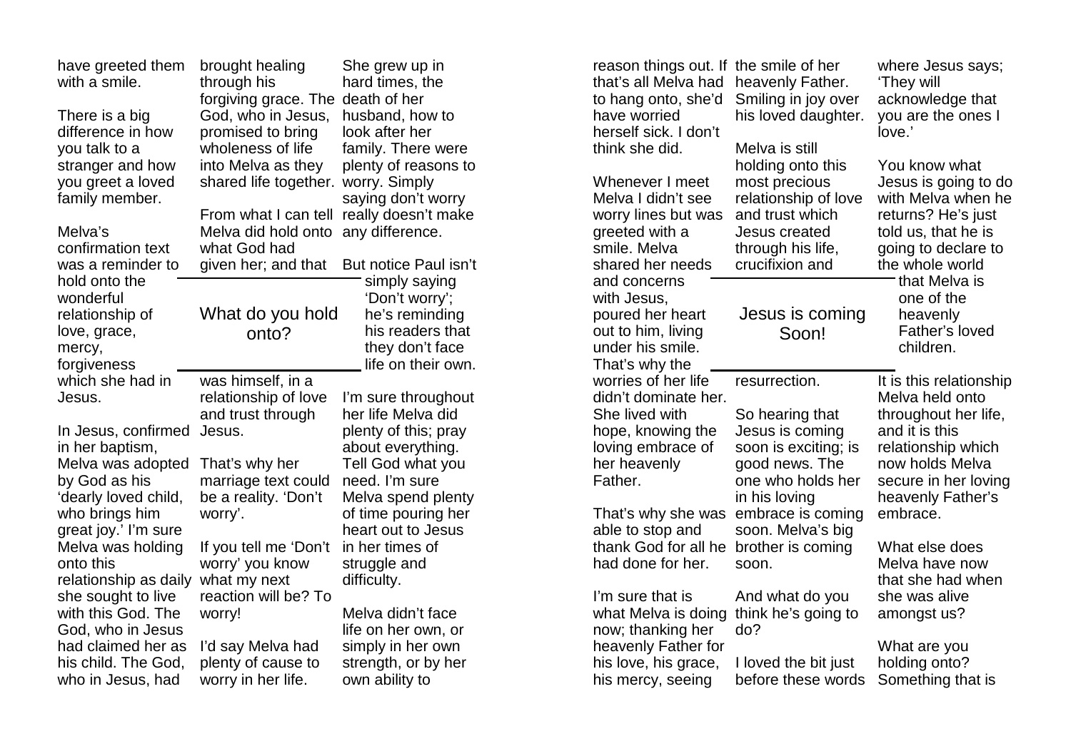have greeted them with a smile.

There is a big difference in how you talk to a stranger and how you greet a loved family member.

Melva's confirmation text was a reminder to hold onto the wonderful relationship of love, grace, mercy, forgiveness which she had in Jesus.

In Jesus, confirmed in her baptism, Melva was adopted by God as his 'dearly loved child, who brings him great joy.' I'm sure Melva was holding onto this relationship as daily she sought to live with this God. The God, who in Jesus had claimed her as his child. The God, who in Jesus, had brought healing through his forgiving grace. The God, who in Jesus, promised to bring wholeness of life into Melva as they shared life together.

From what I can tell Melva did hold onto what God had given her; and that was himself, in a relationship of love and trust through Jesus.

### What do you hold onto?

That's why her marriage text could be a reality. 'Don't worry'.

If you tell me 'Don't worry' you know what my next reaction will be? To worry!

I'd say Melva had plenty of cause to worry in her life. She grew up in hard times, the death of her husband, how to look after her family. There were plenty of reasons to worry. Simply saying don't worry really doesn't make any difference.

But notice Paul isn't simply saying 'Don't worry'; he's reminding his readers that they don't face life on their own.

I'm sure throughout her life Melva did plenty of this; pray about everything. Tell God what you need. I'm sure Melva spend plenty of time pouring her heart out to Jesus in her times of struggle and difficulty.

Melva didn't face life on her own, or simply in her own strength, or by her own ability to reason things out. If that's all Melva had to hang onto, she'd have worried herself sick. I don't think she did.

Whenever I meet Melva I didn't see worry lines but was greeted with a smile. Melva shared her needs and concerns with Jesus, poured her heart out to him, living under his smile. That's why the worries of her life didn't dominate her. She lived with hope, knowing the loving embrace of her heavenly Father.

That's why she was able to stop and thank God for all he had done for her.

I'm sure that is what Melva is doing now; thanking her heavenly Father for his love, his grace, his mercy, seeing the smile of her heavenly Father. Smiling in joy over his loved daughter.

Melva is still holding onto this most precious relationship of love and trust which Jesus created through his life, crucifixion and resurrection.

### Jesus is coming Soon!

So hearing that Jesus is coming soon is exciting; is good news. The one who holds her in his loving embrace is coming soon. Melva's big brother is coming soon.

And what do you think he's going to do?

I loved the bit just before these words where Jesus says; 'They will acknowledge that you are the ones I love.'

You know what Jesus is going to do with Melva when he returns? He's just told us, that he is going to declare to the whole world that Melva is one of the heavenly Father's loved children.

It is this relationship Melva held onto throughout her life, and it is this relationship which now holds Melva secure in her loving heavenly Father's embrace.

What else does Melva have now that she had when she was alive amongst us?

What are you holding onto? Something that is